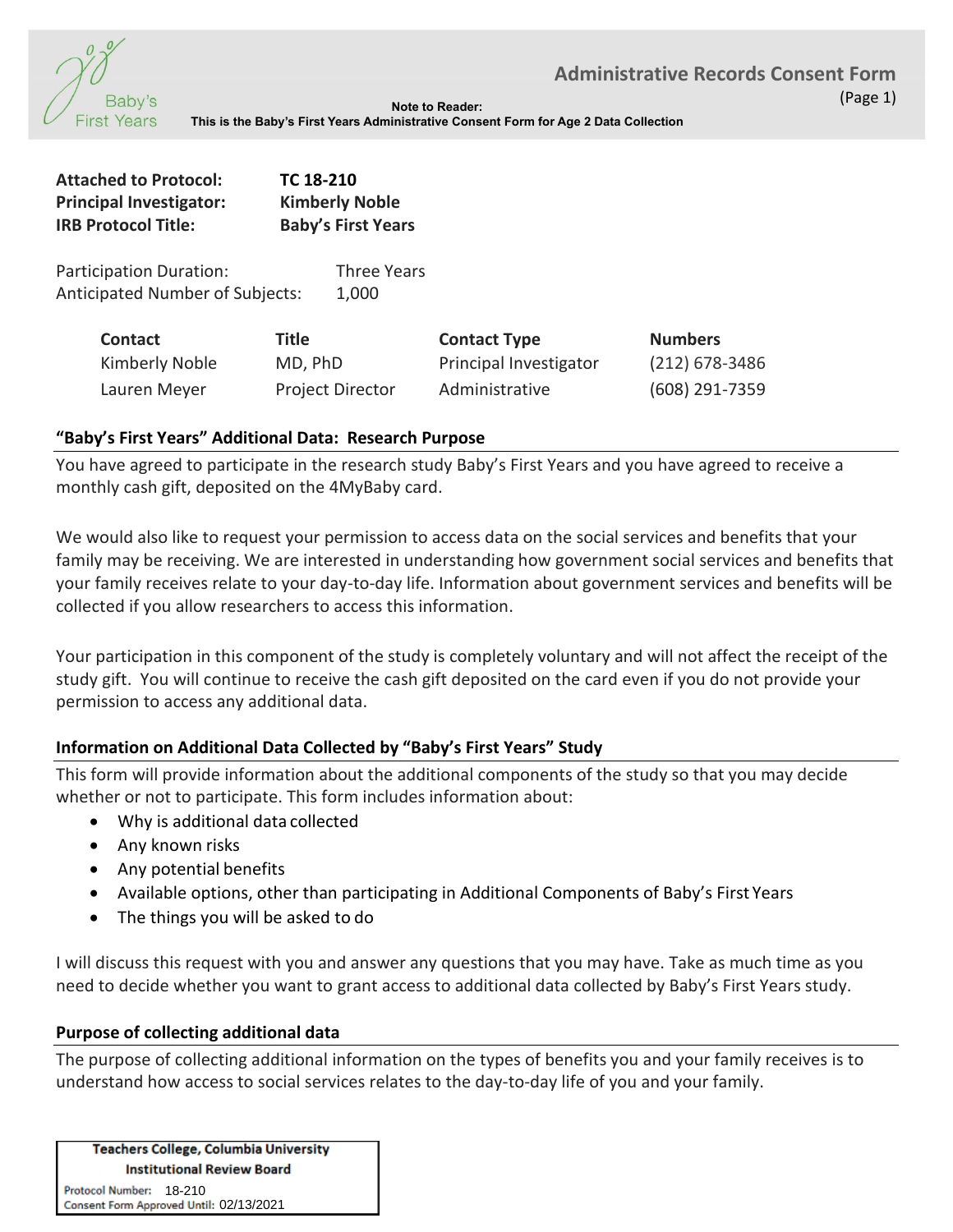# Administrative Records Consent Form

(Page 1)

**Note to Reader:**
**This is the Baby's First Years Administrative Consent Form for Age 2 Data Collection**

**Attached to Protocol:** **TC 18-210**
**Principal Investigator:** **Kimberly Noble**
**IRB Protocol Title:** **Baby's First Years**

Participation Duration: Three Years
Anticipated Number of Subjects: 1,000

| Contact | Title | Contact Type | Numbers |
| --- | --- | --- | --- |
| Kimberly Noble | MD, PhD | Principal Investigator | (212) 678-3486 |
| Lauren Meyer | Project Director | Administrative | (608) 291-7359 |

### "Baby's First Years" Additional Data: Research Purpose

You have agreed to participate in the research study Baby's First Years and you have agreed to receive a monthly cash gift, deposited on the 4MyBaby card.

We would also like to request your permission to access data on the social services and benefits that your family may be receiving. We are interested in understanding how government social services and benefits that your family receives relate to your day-to-day life. Information about government services and benefits will be collected if you allow researchers to access this information.

Your participation in this component of the study is completely voluntary and will not affect the receipt of the study gift. You will continue to receive the cash gift deposited on the card even if you do not provide your permission to access any additional data.

### Information on Additional Data Collected by "Baby's First Years" Study

This form will provide information about the additional components of the study so that you may decide whether or not to participate. This form includes information about:

- Why is additional data collected
- Any known risks
- Any potential benefits
- Available options, other than participating in Additional Components of Baby's First Years
- The things you will be asked to do

I will discuss this request with you and answer any questions that you may have. Take as much time as you need to decide whether you want to grant access to additional data collected by Baby's First Years study.

### Purpose of collecting additional data

The purpose of collecting additional information on the types of benefits you and your family receives is to understand how access to social services relates to the day-to-day life of you and your family.

**Teachers College, Columbia University**
**Institutional Review Board**
Protocol Number: 18-210
Consent Form Approved Until: 02/13/2021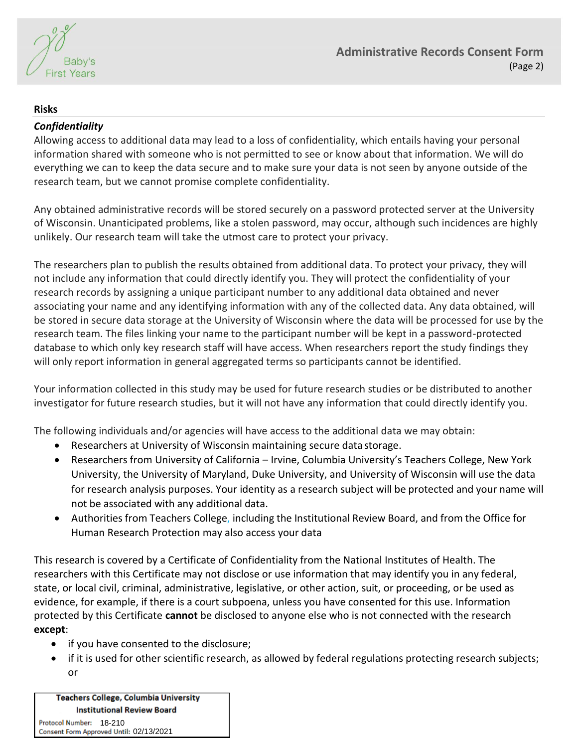## Risks

### *Confidentiality*

Allowing access to additional data may lead to a loss of confidentiality, which entails having your personal information shared with someone who is not permitted to see or know about that information. We will do everything we can to keep the data secure and to make sure your data is not seen by anyone outside of the research team, but we cannot promise complete confidentiality.

Any obtained administrative records will be stored securely on a password protected server at the University of Wisconsin. Unanticipated problems, like a stolen password, may occur, although such incidences are highly unlikely. Our research team will take the utmost care to protect your privacy.

The researchers plan to publish the results obtained from additional data. To protect your privacy, they will not include any information that could directly identify you. They will protect the confidentiality of your research records by assigning a unique participant number to any additional data obtained and never associating your name and any identifying information with any of the collected data. Any data obtained, will be stored in secure data storage at the University of Wisconsin where the data will be processed for use by the research team. The files linking your name to the participant number will be kept in a password-protected database to which only key research staff will have access. When researchers report the study findings they will only report information in general aggregated terms so participants cannot be identified.

Your information collected in this study may be used for future research studies or be distributed to another investigator for future research studies, but it will not have any information that could directly identify you.

The following individuals and/or agencies will have access to the additional data we may obtain:

- Researchers at University of Wisconsin maintaining secure data storage.
- Researchers from University of California – Irvine, Columbia University's Teachers College, New York University, the University of Maryland, Duke University, and University of Wisconsin will use the data for research analysis purposes. Your identity as a research subject will be protected and your name will not be associated with any additional data.
- Authorities from Teachers College, including the Institutional Review Board, and from the Office for Human Research Protection may also access your data

This research is covered by a Certificate of Confidentiality from the National Institutes of Health. The researchers with this Certificate may not disclose or use information that may identify you in any federal, state, or local civil, criminal, administrative, legislative, or other action, suit, or proceeding, or be used as evidence, for example, if there is a court subpoena, unless you have consented for this use. Information protected by this Certificate **cannot** be disclosed to anyone else who is not connected with the research **except**:

- if you have consented to the disclosure;
- if it is used for other scientific research, as allowed by federal regulations protecting research subjects; or

**Teachers College, Columbia University**
**Institutional Review Board**
Protocol Number: 18-210
Consent Form Approved Until: 02/13/2021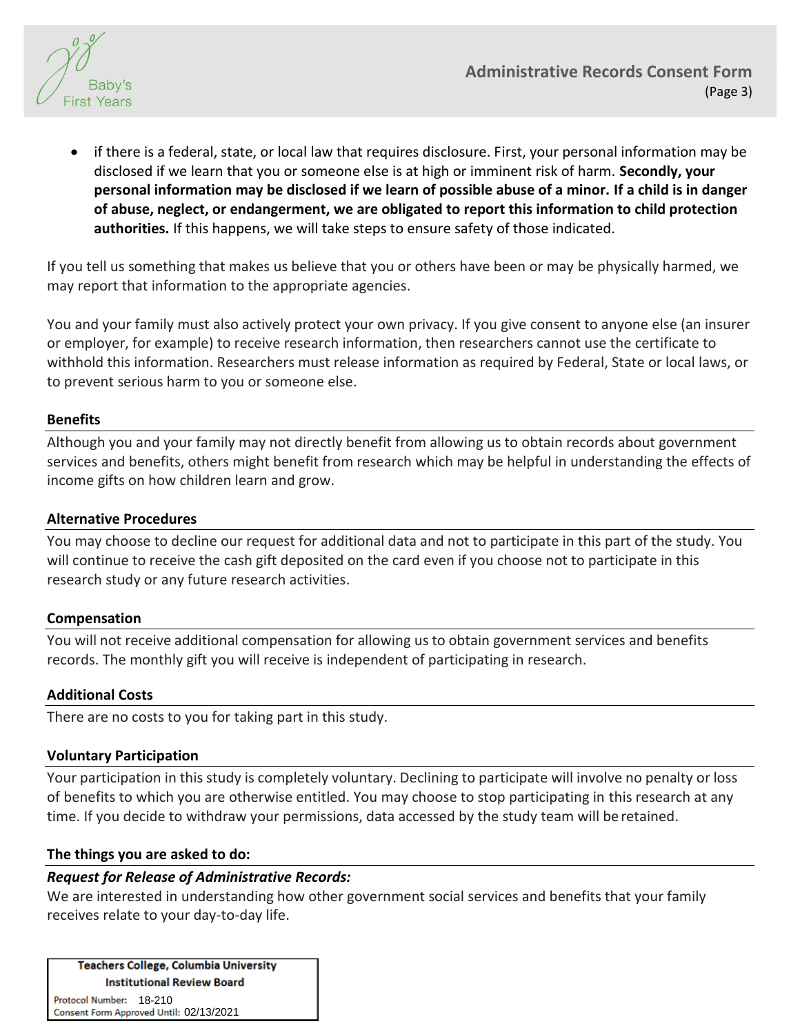- if there is a federal, state, or local law that requires disclosure. First, your personal information may be disclosed if we learn that you or someone else is at high or imminent risk of harm. **Secondly, your personal information may be disclosed if we learn of possible abuse of a minor. If a child is in danger of abuse, neglect, or endangerment, we are obligated to report this information to child protection authorities.** If this happens, we will take steps to ensure safety of those indicated.

If you tell us something that makes us believe that you or others have been or may be physically harmed, we may report that information to the appropriate agencies.

You and your family must also actively protect your own privacy. If you give consent to anyone else (an insurer or employer, for example) to receive research information, then researchers cannot use the certificate to withhold this information. Researchers must release information as required by Federal, State or local laws, or to prevent serious harm to you or someone else.

### Benefits

Although you and your family may not directly benefit from allowing us to obtain records about government services and benefits, others might benefit from research which may be helpful in understanding the effects of income gifts on how children learn and grow.

### Alternative Procedures

You may choose to decline our request for additional data and not to participate in this part of the study. You will continue to receive the cash gift deposited on the card even if you choose not to participate in this research study or any future research activities.

### Compensation

You will not receive additional compensation for allowing us to obtain government services and benefits records. The monthly gift you will receive is independent of participating in research.

### Additional Costs

There are no costs to you for taking part in this study.

### Voluntary Participation

Your participation in this study is completely voluntary. Declining to participate will involve no penalty or loss of benefits to which you are otherwise entitled. You may choose to stop participating in this research at any time. If you decide to withdraw your permissions, data accessed by the study team will be retained.

### The things you are asked to do:

***Request for Release of Administrative Records:***

We are interested in understanding how other government social services and benefits that your family receives relate to your day-to-day life.

**Teachers College, Columbia University**
**Institutional Review Board**
Protocol Number: 18-210
Consent Form Approved Until: 02/13/2021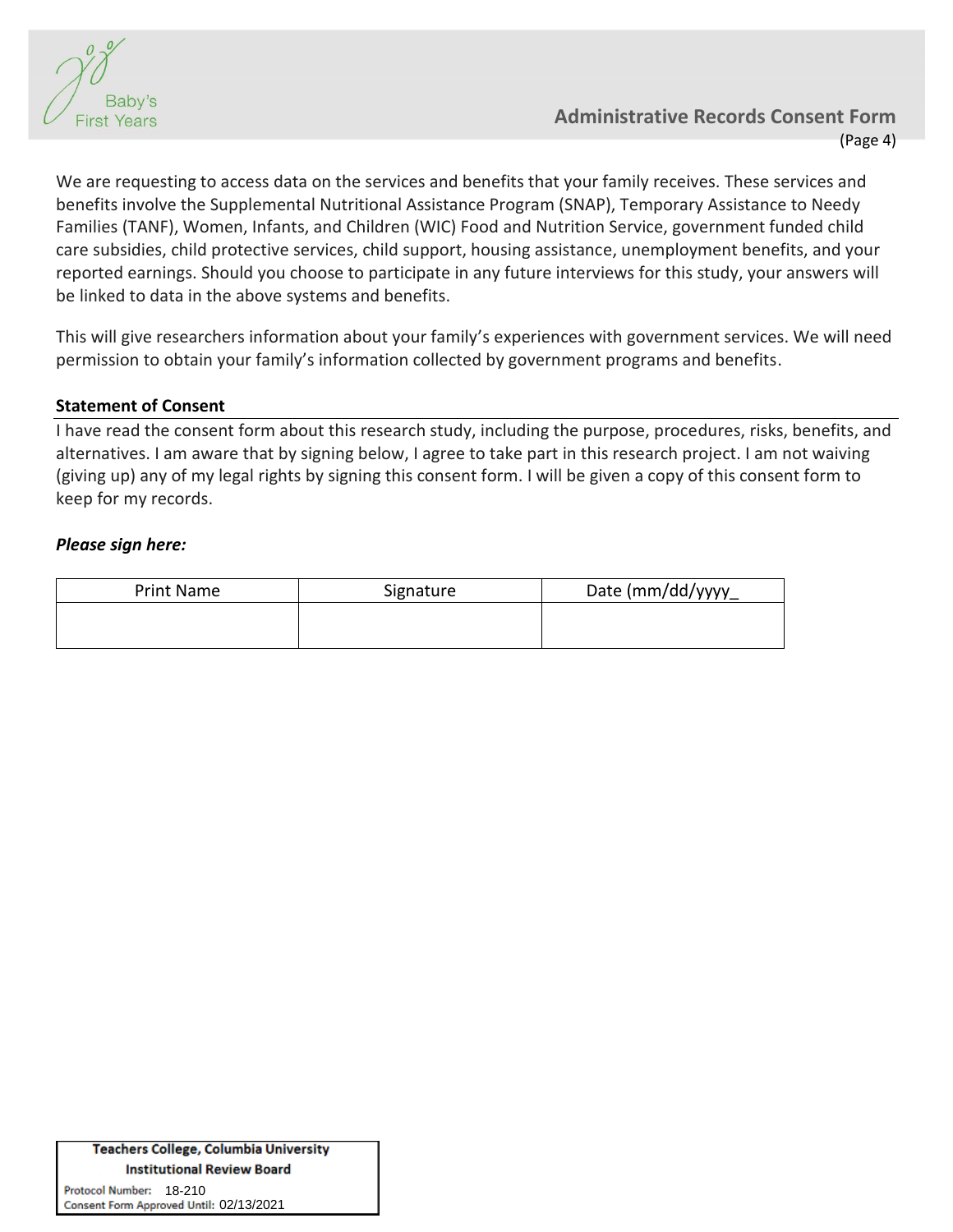We are requesting to access data on the services and benefits that your family receives. These services and benefits involve the Supplemental Nutritional Assistance Program (SNAP), Temporary Assistance to Needy Families (TANF), Women, Infants, and Children (WIC) Food and Nutrition Service, government funded child care subsidies, child protective services, child support, housing assistance, unemployment benefits, and your reported earnings. Should you choose to participate in any future interviews for this study, your answers will be linked to data in the above systems and benefits.

This will give researchers information about your family's experiences with government services. We will need permission to obtain your family's information collected by government programs and benefits.

**Statement of Consent**

I have read the consent form about this research study, including the purpose, procedures, risks, benefits, and alternatives. I am aware that by signing below, I agree to take part in this research project. I am not waiving (giving up) any of my legal rights by signing this consent form. I will be given a copy of this consent form to keep for my records.

***Please sign here:***

| Print Name | Signature | Date (mm/dd/yyyy_ |
|---|---|---|
| | | |

**Teachers College, Columbia University**
**Institutional Review Board**
Protocol Number: 18-210
Consent Form Approved Until: 02/13/2021